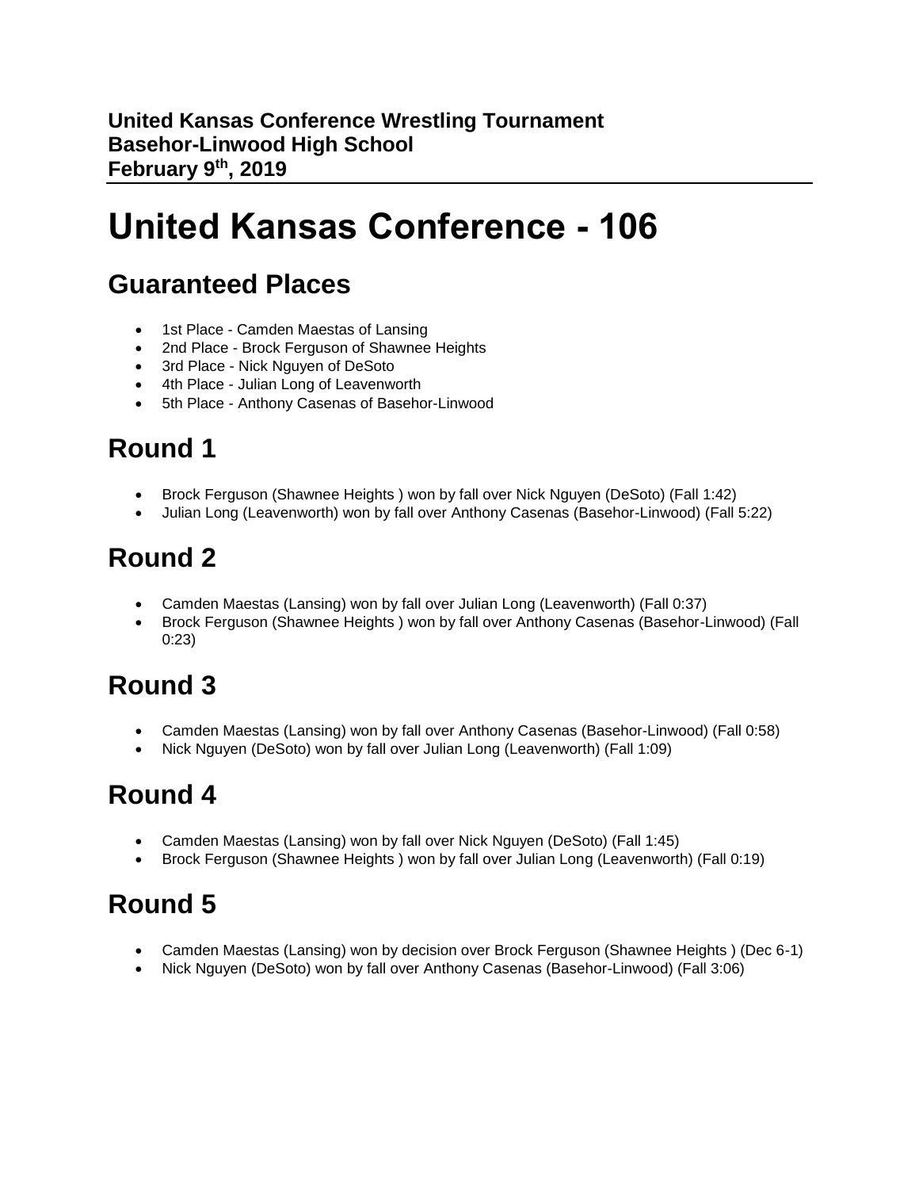**United Kansas Conference Wrestling Tournament**
**Basehor-Linwood High School**
**February 9th, 2019**

# United Kansas Conference - 106

## Guaranteed Places

- 1st Place - Camden Maestas of Lansing
- 2nd Place - Brock Ferguson of Shawnee Heights
- 3rd Place - Nick Nguyen of DeSoto
- 4th Place - Julian Long of Leavenworth
- 5th Place - Anthony Casenas of Basehor-Linwood

## Round 1

- Brock Ferguson (Shawnee Heights ) won by fall over Nick Nguyen (DeSoto) (Fall 1:42)
- Julian Long (Leavenworth) won by fall over Anthony Casenas (Basehor-Linwood) (Fall 5:22)

## Round 2

- Camden Maestas (Lansing) won by fall over Julian Long (Leavenworth) (Fall 0:37)
- Brock Ferguson (Shawnee Heights ) won by fall over Anthony Casenas (Basehor-Linwood) (Fall 0:23)

## Round 3

- Camden Maestas (Lansing) won by fall over Anthony Casenas (Basehor-Linwood) (Fall 0:58)
- Nick Nguyen (DeSoto) won by fall over Julian Long (Leavenworth) (Fall 1:09)

## Round 4

- Camden Maestas (Lansing) won by fall over Nick Nguyen (DeSoto) (Fall 1:45)
- Brock Ferguson (Shawnee Heights ) won by fall over Julian Long (Leavenworth) (Fall 0:19)

## Round 5

- Camden Maestas (Lansing) won by decision over Brock Ferguson (Shawnee Heights ) (Dec 6-1)
- Nick Nguyen (DeSoto) won by fall over Anthony Casenas (Basehor-Linwood) (Fall 3:06)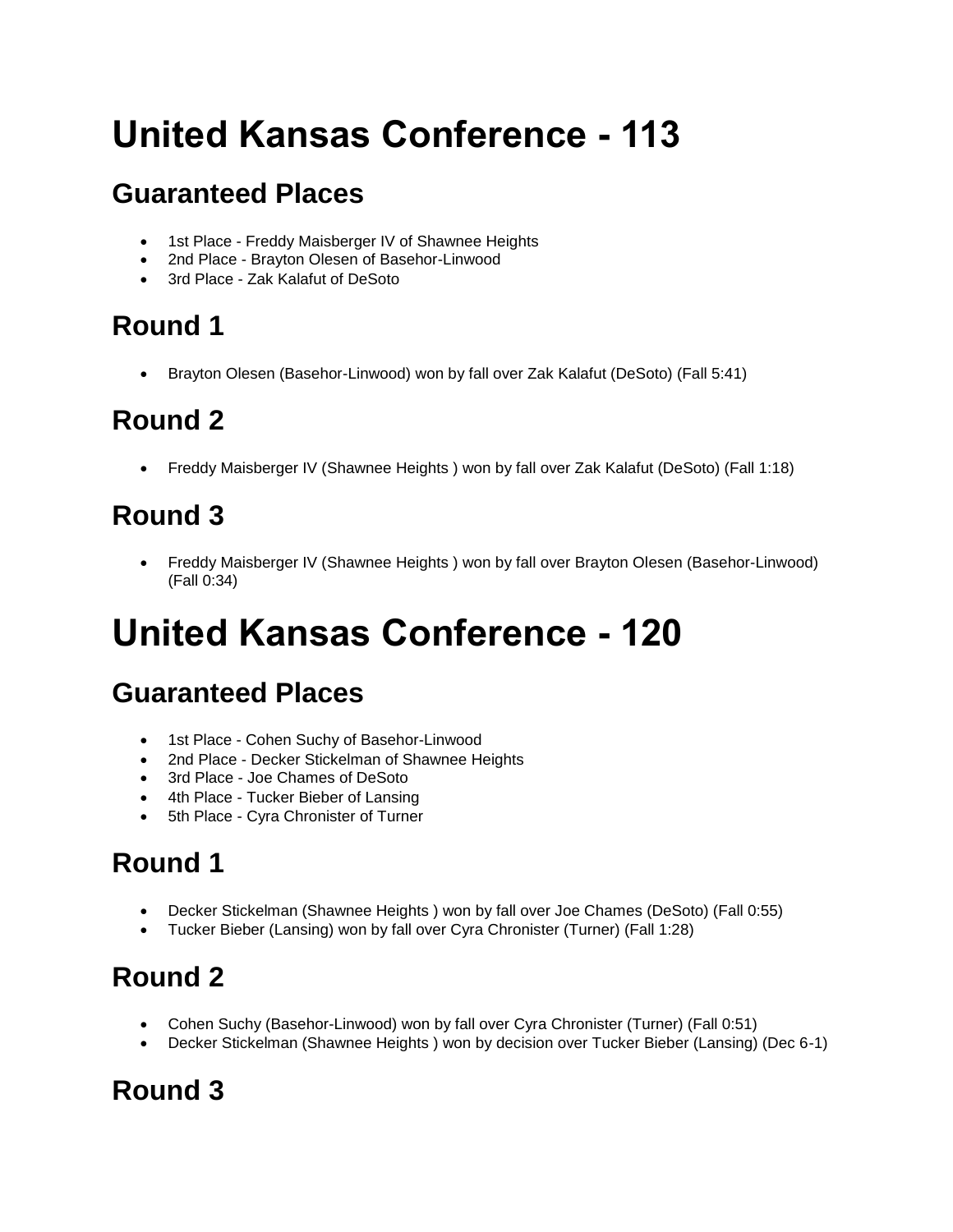# United Kansas Conference - 113

## Guaranteed Places

- 1st Place - Freddy Maisberger IV of Shawnee Heights
- 2nd Place - Brayton Olesen of Basehor-Linwood
- 3rd Place - Zak Kalafut of DeSoto

## Round 1

- Brayton Olesen (Basehor-Linwood) won by fall over Zak Kalafut (DeSoto) (Fall 5:41)

## Round 2

- Freddy Maisberger IV (Shawnee Heights ) won by fall over Zak Kalafut (DeSoto) (Fall 1:18)

## Round 3

- Freddy Maisberger IV (Shawnee Heights ) won by fall over Brayton Olesen (Basehor-Linwood) (Fall 0:34)

# United Kansas Conference - 120

## Guaranteed Places

- 1st Place - Cohen Suchy of Basehor-Linwood
- 2nd Place - Decker Stickelman of Shawnee Heights
- 3rd Place - Joe Chames of DeSoto
- 4th Place - Tucker Bieber of Lansing
- 5th Place - Cyra Chronister of Turner

## Round 1

- Decker Stickelman (Shawnee Heights ) won by fall over Joe Chames (DeSoto) (Fall 0:55)
- Tucker Bieber (Lansing) won by fall over Cyra Chronister (Turner) (Fall 1:28)

## Round 2

- Cohen Suchy (Basehor-Linwood) won by fall over Cyra Chronister (Turner) (Fall 0:51)
- Decker Stickelman (Shawnee Heights ) won by decision over Tucker Bieber (Lansing) (Dec 6-1)

## Round 3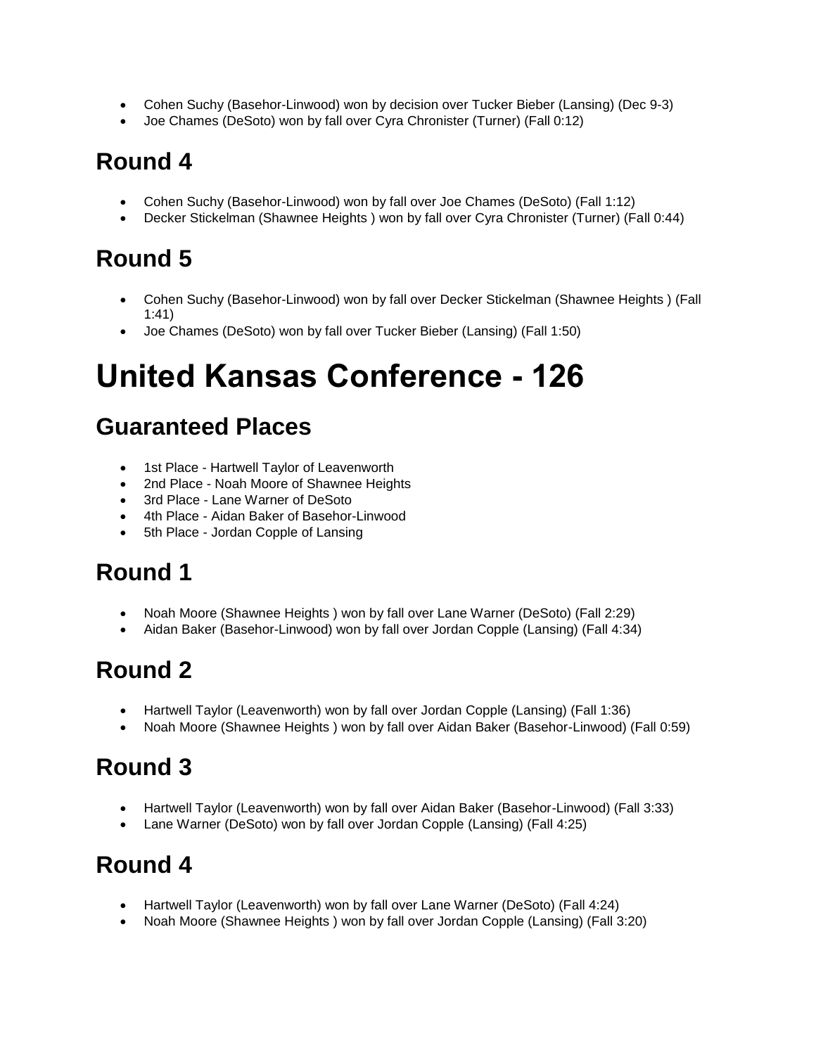- Cohen Suchy (Basehor-Linwood) won by decision over Tucker Bieber (Lansing) (Dec 9-3)
- Joe Chames (DeSoto) won by fall over Cyra Chronister (Turner) (Fall 0:12)

## Round 4

- Cohen Suchy (Basehor-Linwood) won by fall over Joe Chames (DeSoto) (Fall 1:12)
- Decker Stickelman (Shawnee Heights ) won by fall over Cyra Chronister (Turner) (Fall 0:44)

## Round 5

- Cohen Suchy (Basehor-Linwood) won by fall over Decker Stickelman (Shawnee Heights ) (Fall 1:41)
- Joe Chames (DeSoto) won by fall over Tucker Bieber (Lansing) (Fall 1:50)

# United Kansas Conference - 126

## Guaranteed Places

- 1st Place - Hartwell Taylor of Leavenworth
- 2nd Place - Noah Moore of Shawnee Heights
- 3rd Place - Lane Warner of DeSoto
- 4th Place - Aidan Baker of Basehor-Linwood
- 5th Place - Jordan Copple of Lansing

## Round 1

- Noah Moore (Shawnee Heights ) won by fall over Lane Warner (DeSoto) (Fall 2:29)
- Aidan Baker (Basehor-Linwood) won by fall over Jordan Copple (Lansing) (Fall 4:34)

## Round 2

- Hartwell Taylor (Leavenworth) won by fall over Jordan Copple (Lansing) (Fall 1:36)
- Noah Moore (Shawnee Heights ) won by fall over Aidan Baker (Basehor-Linwood) (Fall 0:59)

## Round 3

- Hartwell Taylor (Leavenworth) won by fall over Aidan Baker (Basehor-Linwood) (Fall 3:33)
- Lane Warner (DeSoto) won by fall over Jordan Copple (Lansing) (Fall 4:25)

## Round 4

- Hartwell Taylor (Leavenworth) won by fall over Lane Warner (DeSoto) (Fall 4:24)
- Noah Moore (Shawnee Heights ) won by fall over Jordan Copple (Lansing) (Fall 3:20)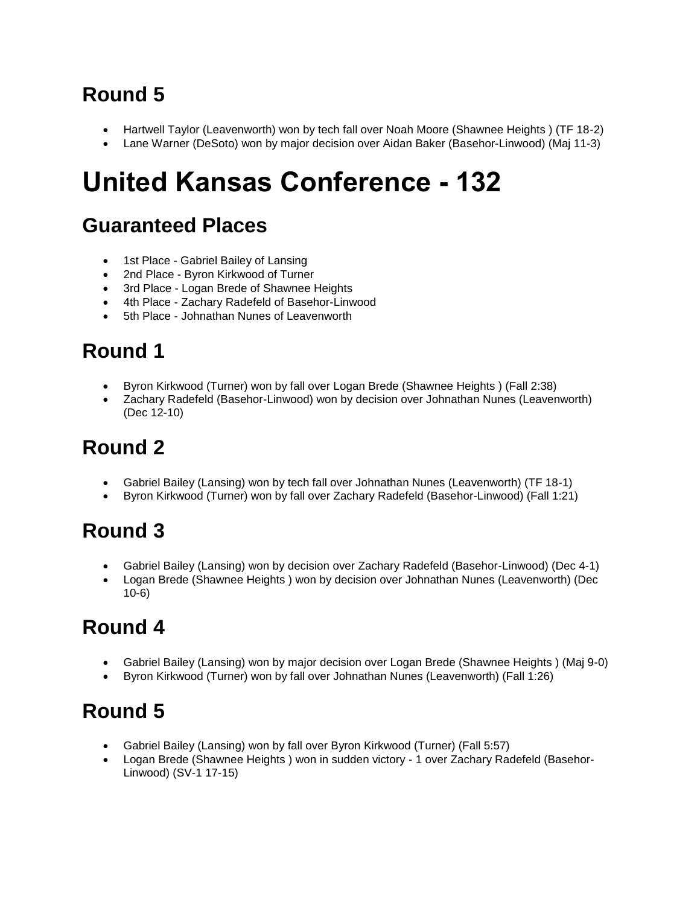## Round 5

- Hartwell Taylor (Leavenworth) won by tech fall over Noah Moore (Shawnee Heights ) (TF 18-2)
- Lane Warner (DeSoto) won by major decision over Aidan Baker (Basehor-Linwood) (Maj 11-3)

# United Kansas Conference - 132

## Guaranteed Places

- 1st Place - Gabriel Bailey of Lansing
- 2nd Place - Byron Kirkwood of Turner
- 3rd Place - Logan Brede of Shawnee Heights
- 4th Place - Zachary Radefeld of Basehor-Linwood
- 5th Place - Johnathan Nunes of Leavenworth

## Round 1

- Byron Kirkwood (Turner) won by fall over Logan Brede (Shawnee Heights ) (Fall 2:38)
- Zachary Radefeld (Basehor-Linwood) won by decision over Johnathan Nunes (Leavenworth) (Dec 12-10)

## Round 2

- Gabriel Bailey (Lansing) won by tech fall over Johnathan Nunes (Leavenworth) (TF 18-1)
- Byron Kirkwood (Turner) won by fall over Zachary Radefeld (Basehor-Linwood) (Fall 1:21)

## Round 3

- Gabriel Bailey (Lansing) won by decision over Zachary Radefeld (Basehor-Linwood) (Dec 4-1)
- Logan Brede (Shawnee Heights ) won by decision over Johnathan Nunes (Leavenworth) (Dec 10-6)

## Round 4

- Gabriel Bailey (Lansing) won by major decision over Logan Brede (Shawnee Heights ) (Maj 9-0)
- Byron Kirkwood (Turner) won by fall over Johnathan Nunes (Leavenworth) (Fall 1:26)

## Round 5

- Gabriel Bailey (Lansing) won by fall over Byron Kirkwood (Turner) (Fall 5:57)
- Logan Brede (Shawnee Heights ) won in sudden victory - 1 over Zachary Radefeld (Basehor-Linwood) (SV-1 17-15)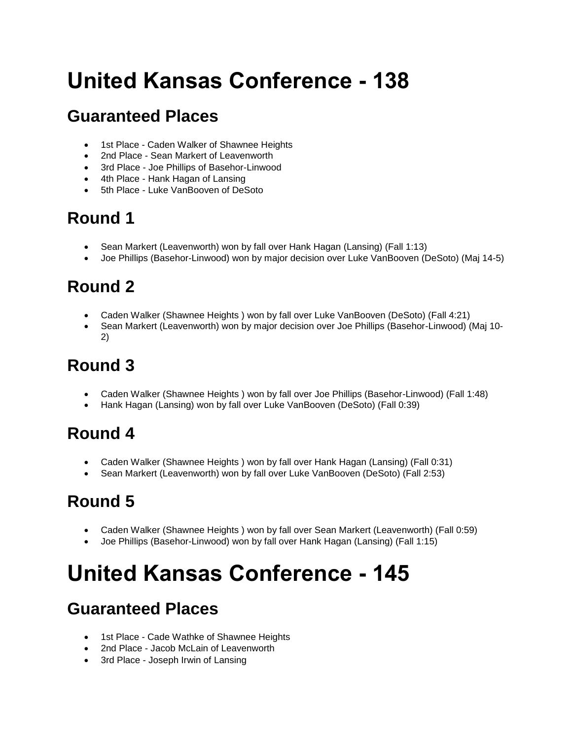# United Kansas Conference - 138

## Guaranteed Places

- 1st Place - Caden Walker of Shawnee Heights
- 2nd Place - Sean Markert of Leavenworth
- 3rd Place - Joe Phillips of Basehor-Linwood
- 4th Place - Hank Hagan of Lansing
- 5th Place - Luke VanBooven of DeSoto

## Round 1

- Sean Markert (Leavenworth) won by fall over Hank Hagan (Lansing) (Fall 1:13)
- Joe Phillips (Basehor-Linwood) won by major decision over Luke VanBooven (DeSoto) (Maj 14-5)

## Round 2

- Caden Walker (Shawnee Heights ) won by fall over Luke VanBooven (DeSoto) (Fall 4:21)
- Sean Markert (Leavenworth) won by major decision over Joe Phillips (Basehor-Linwood) (Maj 10-2)

## Round 3

- Caden Walker (Shawnee Heights ) won by fall over Joe Phillips (Basehor-Linwood) (Fall 1:48)
- Hank Hagan (Lansing) won by fall over Luke VanBooven (DeSoto) (Fall 0:39)

## Round 4

- Caden Walker (Shawnee Heights ) won by fall over Hank Hagan (Lansing) (Fall 0:31)
- Sean Markert (Leavenworth) won by fall over Luke VanBooven (DeSoto) (Fall 2:53)

## Round 5

- Caden Walker (Shawnee Heights ) won by fall over Sean Markert (Leavenworth) (Fall 0:59)
- Joe Phillips (Basehor-Linwood) won by fall over Hank Hagan (Lansing) (Fall 1:15)

# United Kansas Conference - 145

## Guaranteed Places

- 1st Place - Cade Wathke of Shawnee Heights
- 2nd Place - Jacob McLain of Leavenworth
- 3rd Place - Joseph Irwin of Lansing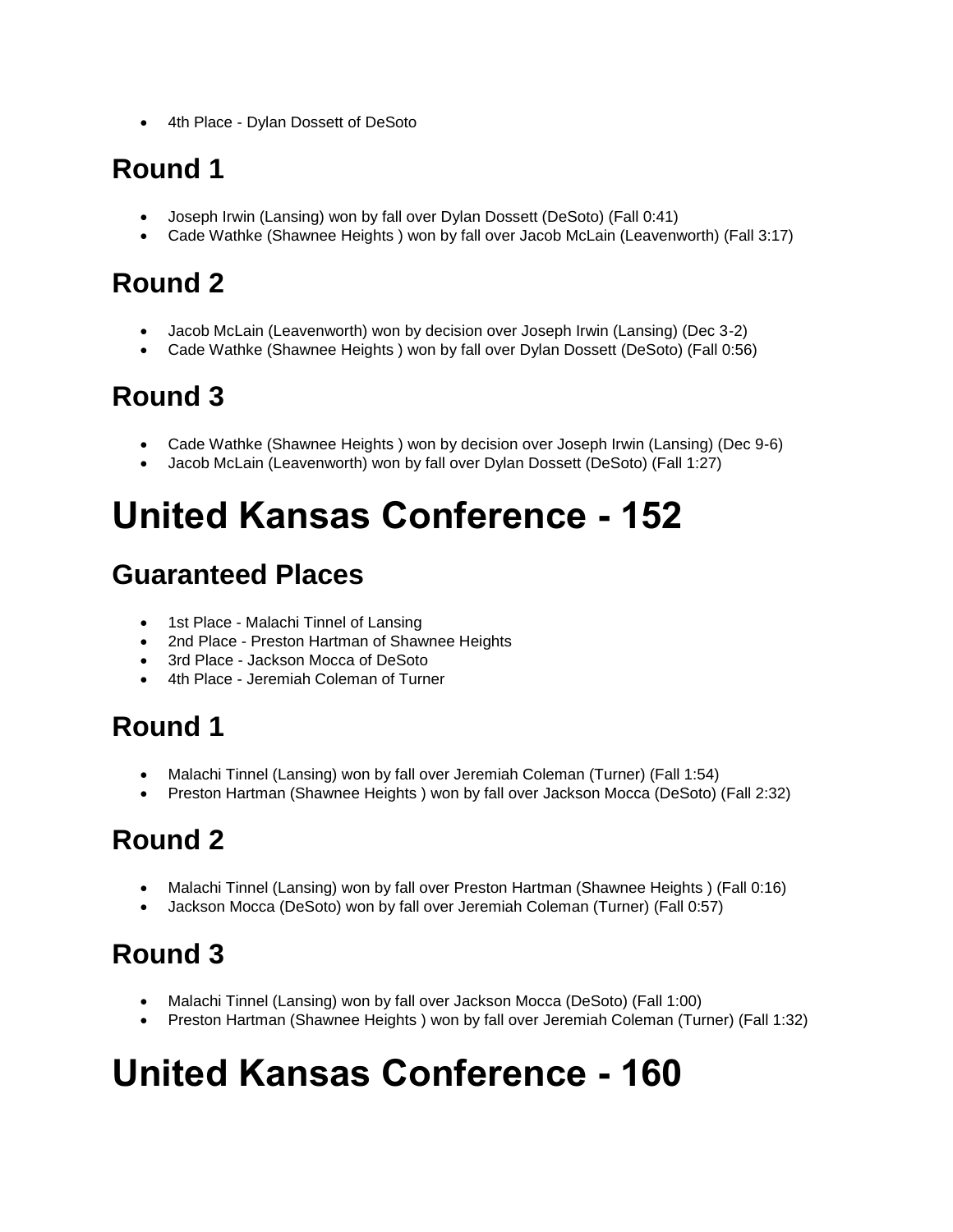- 4th Place - Dylan Dossett of DeSoto

## Round 1

- Joseph Irwin (Lansing) won by fall over Dylan Dossett (DeSoto) (Fall 0:41)
- Cade Wathke (Shawnee Heights ) won by fall over Jacob McLain (Leavenworth) (Fall 3:17)

## Round 2

- Jacob McLain (Leavenworth) won by decision over Joseph Irwin (Lansing) (Dec 3-2)
- Cade Wathke (Shawnee Heights ) won by fall over Dylan Dossett (DeSoto) (Fall 0:56)

## Round 3

- Cade Wathke (Shawnee Heights ) won by decision over Joseph Irwin (Lansing) (Dec 9-6)
- Jacob McLain (Leavenworth) won by fall over Dylan Dossett (DeSoto) (Fall 1:27)

# United Kansas Conference - 152

## Guaranteed Places

- 1st Place - Malachi Tinnel of Lansing
- 2nd Place - Preston Hartman of Shawnee Heights
- 3rd Place - Jackson Mocca of DeSoto
- 4th Place - Jeremiah Coleman of Turner

## Round 1

- Malachi Tinnel (Lansing) won by fall over Jeremiah Coleman (Turner) (Fall 1:54)
- Preston Hartman (Shawnee Heights ) won by fall over Jackson Mocca (DeSoto) (Fall 2:32)

## Round 2

- Malachi Tinnel (Lansing) won by fall over Preston Hartman (Shawnee Heights ) (Fall 0:16)
- Jackson Mocca (DeSoto) won by fall over Jeremiah Coleman (Turner) (Fall 0:57)

## Round 3

- Malachi Tinnel (Lansing) won by fall over Jackson Mocca (DeSoto) (Fall 1:00)
- Preston Hartman (Shawnee Heights ) won by fall over Jeremiah Coleman (Turner) (Fall 1:32)

# United Kansas Conference - 160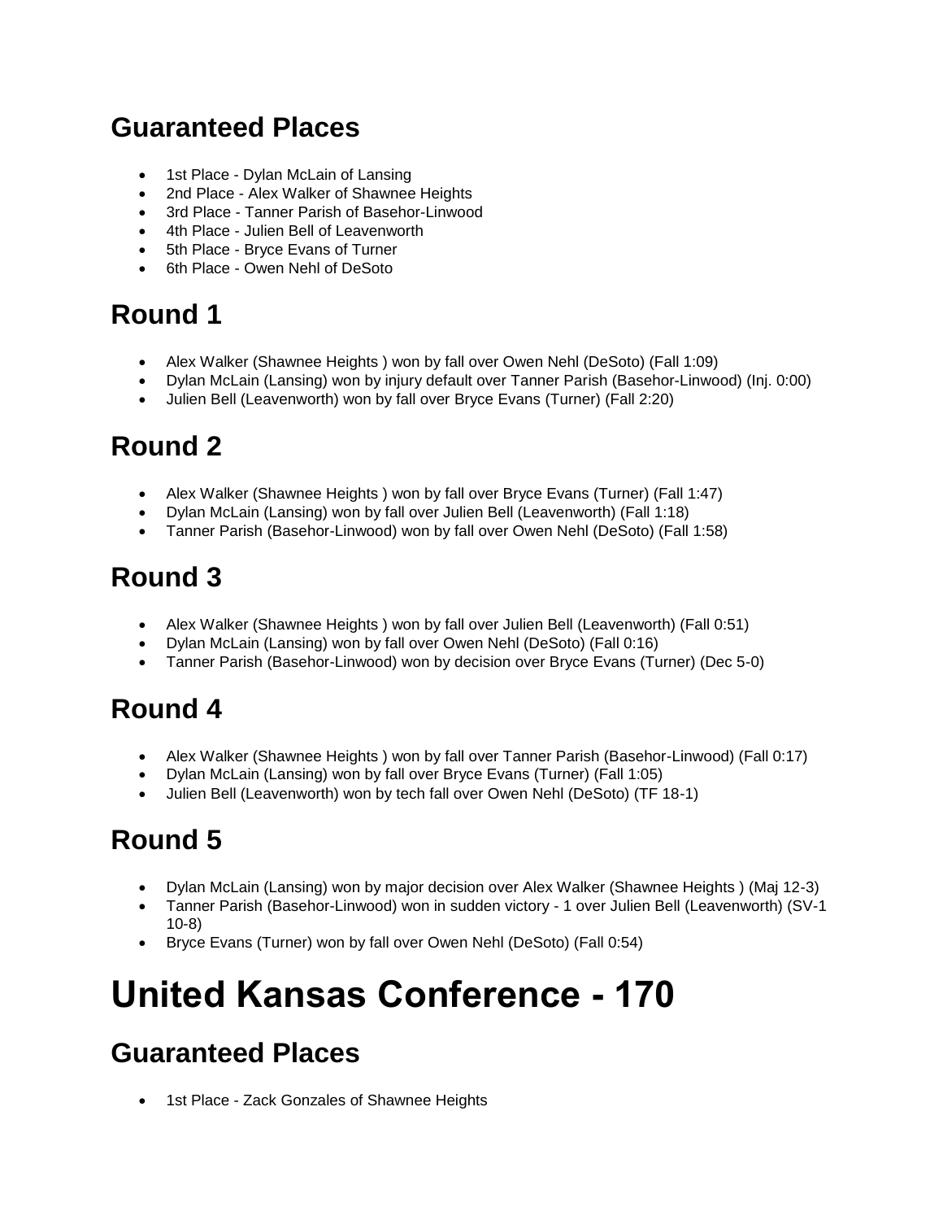## Guaranteed Places

- 1st Place - Dylan McLain of Lansing
- 2nd Place - Alex Walker of Shawnee Heights
- 3rd Place - Tanner Parish of Basehor-Linwood
- 4th Place - Julien Bell of Leavenworth
- 5th Place - Bryce Evans of Turner
- 6th Place - Owen Nehl of DeSoto

## Round 1

- Alex Walker (Shawnee Heights ) won by fall over Owen Nehl (DeSoto) (Fall 1:09)
- Dylan McLain (Lansing) won by injury default over Tanner Parish (Basehor-Linwood) (Inj. 0:00)
- Julien Bell (Leavenworth) won by fall over Bryce Evans (Turner) (Fall 2:20)

## Round 2

- Alex Walker (Shawnee Heights ) won by fall over Bryce Evans (Turner) (Fall 1:47)
- Dylan McLain (Lansing) won by fall over Julien Bell (Leavenworth) (Fall 1:18)
- Tanner Parish (Basehor-Linwood) won by fall over Owen Nehl (DeSoto) (Fall 1:58)

## Round 3

- Alex Walker (Shawnee Heights ) won by fall over Julien Bell (Leavenworth) (Fall 0:51)
- Dylan McLain (Lansing) won by fall over Owen Nehl (DeSoto) (Fall 0:16)
- Tanner Parish (Basehor-Linwood) won by decision over Bryce Evans (Turner) (Dec 5-0)

## Round 4

- Alex Walker (Shawnee Heights ) won by fall over Tanner Parish (Basehor-Linwood) (Fall 0:17)
- Dylan McLain (Lansing) won by fall over Bryce Evans (Turner) (Fall 1:05)
- Julien Bell (Leavenworth) won by tech fall over Owen Nehl (DeSoto) (TF 18-1)

## Round 5

- Dylan McLain (Lansing) won by major decision over Alex Walker (Shawnee Heights ) (Maj 12-3)
- Tanner Parish (Basehor-Linwood) won in sudden victory - 1 over Julien Bell (Leavenworth) (SV-1 10-8)
- Bryce Evans (Turner) won by fall over Owen Nehl (DeSoto) (Fall 0:54)

# United Kansas Conference - 170

## Guaranteed Places

- 1st Place - Zack Gonzales of Shawnee Heights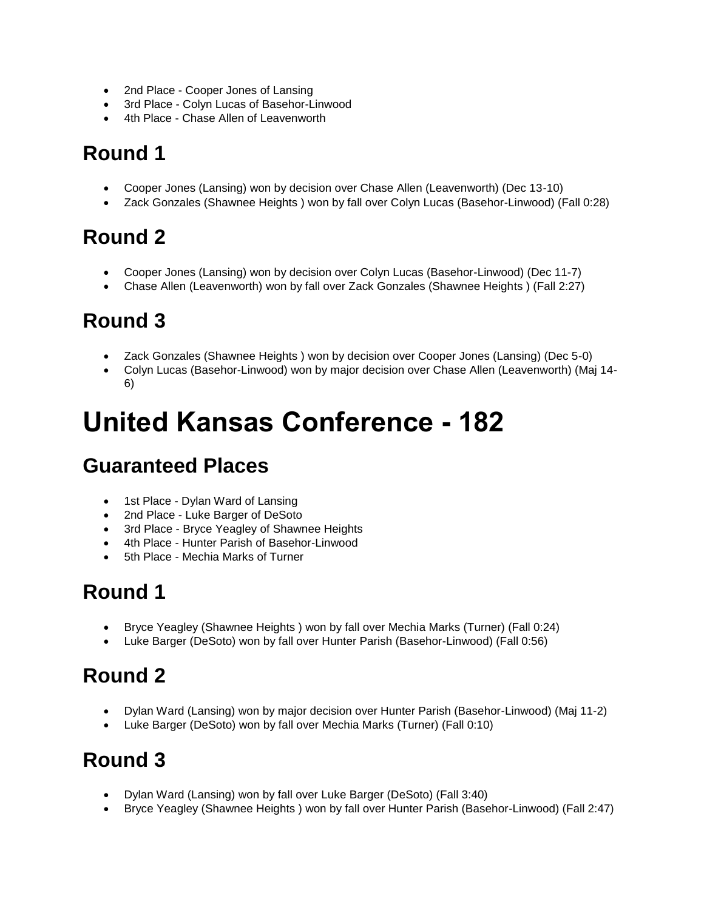- 2nd Place - Cooper Jones of Lansing
- 3rd Place - Colyn Lucas of Basehor-Linwood
- 4th Place - Chase Allen of Leavenworth

## Round 1

- Cooper Jones (Lansing) won by decision over Chase Allen (Leavenworth) (Dec 13-10)
- Zack Gonzales (Shawnee Heights ) won by fall over Colyn Lucas (Basehor-Linwood) (Fall 0:28)

## Round 2

- Cooper Jones (Lansing) won by decision over Colyn Lucas (Basehor-Linwood) (Dec 11-7)
- Chase Allen (Leavenworth) won by fall over Zack Gonzales (Shawnee Heights ) (Fall 2:27)

## Round 3

- Zack Gonzales (Shawnee Heights ) won by decision over Cooper Jones (Lansing) (Dec 5-0)
- Colyn Lucas (Basehor-Linwood) won by major decision over Chase Allen (Leavenworth) (Maj 14-6)

# United Kansas Conference - 182

## Guaranteed Places

- 1st Place - Dylan Ward of Lansing
- 2nd Place - Luke Barger of DeSoto
- 3rd Place - Bryce Yeagley of Shawnee Heights
- 4th Place - Hunter Parish of Basehor-Linwood
- 5th Place - Mechia Marks of Turner

## Round 1

- Bryce Yeagley (Shawnee Heights ) won by fall over Mechia Marks (Turner) (Fall 0:24)
- Luke Barger (DeSoto) won by fall over Hunter Parish (Basehor-Linwood) (Fall 0:56)

## Round 2

- Dylan Ward (Lansing) won by major decision over Hunter Parish (Basehor-Linwood) (Maj 11-2)
- Luke Barger (DeSoto) won by fall over Mechia Marks (Turner) (Fall 0:10)

## Round 3

- Dylan Ward (Lansing) won by fall over Luke Barger (DeSoto) (Fall 3:40)
- Bryce Yeagley (Shawnee Heights ) won by fall over Hunter Parish (Basehor-Linwood) (Fall 2:47)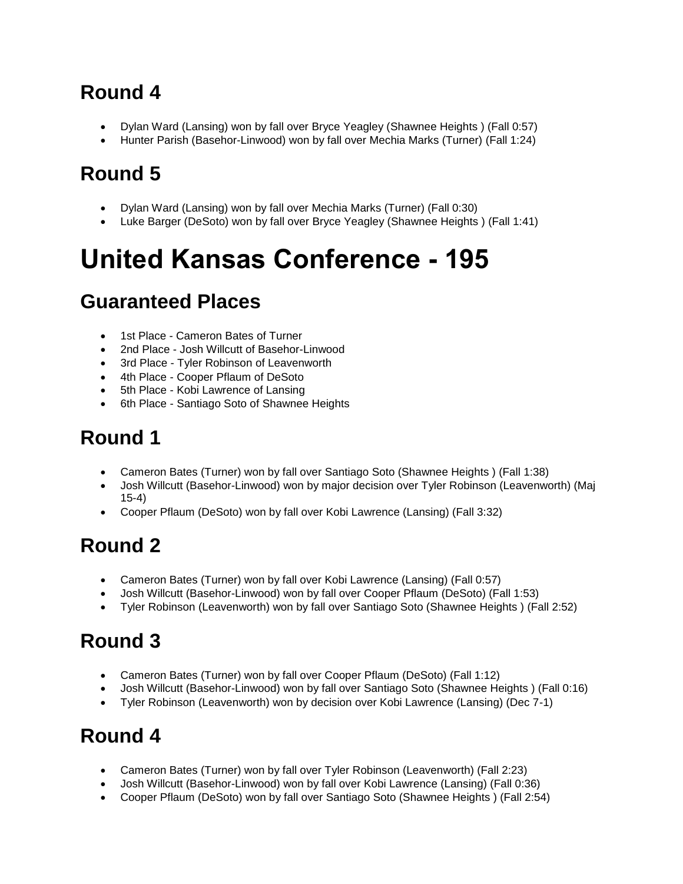## Round 4

- Dylan Ward (Lansing) won by fall over Bryce Yeagley (Shawnee Heights ) (Fall 0:57)
- Hunter Parish (Basehor-Linwood) won by fall over Mechia Marks (Turner) (Fall 1:24)

## Round 5

- Dylan Ward (Lansing) won by fall over Mechia Marks (Turner) (Fall 0:30)
- Luke Barger (DeSoto) won by fall over Bryce Yeagley (Shawnee Heights ) (Fall 1:41)

# United Kansas Conference - 195

## Guaranteed Places

- 1st Place - Cameron Bates of Turner
- 2nd Place - Josh Willcutt of Basehor-Linwood
- 3rd Place - Tyler Robinson of Leavenworth
- 4th Place - Cooper Pflaum of DeSoto
- 5th Place - Kobi Lawrence of Lansing
- 6th Place - Santiago Soto of Shawnee Heights

## Round 1

- Cameron Bates (Turner) won by fall over Santiago Soto (Shawnee Heights ) (Fall 1:38)
- Josh Willcutt (Basehor-Linwood) won by major decision over Tyler Robinson (Leavenworth) (Maj 15-4)
- Cooper Pflaum (DeSoto) won by fall over Kobi Lawrence (Lansing) (Fall 3:32)

## Round 2

- Cameron Bates (Turner) won by fall over Kobi Lawrence (Lansing) (Fall 0:57)
- Josh Willcutt (Basehor-Linwood) won by fall over Cooper Pflaum (DeSoto) (Fall 1:53)
- Tyler Robinson (Leavenworth) won by fall over Santiago Soto (Shawnee Heights ) (Fall 2:52)

## Round 3

- Cameron Bates (Turner) won by fall over Cooper Pflaum (DeSoto) (Fall 1:12)
- Josh Willcutt (Basehor-Linwood) won by fall over Santiago Soto (Shawnee Heights ) (Fall 0:16)
- Tyler Robinson (Leavenworth) won by decision over Kobi Lawrence (Lansing) (Dec 7-1)

## Round 4

- Cameron Bates (Turner) won by fall over Tyler Robinson (Leavenworth) (Fall 2:23)
- Josh Willcutt (Basehor-Linwood) won by fall over Kobi Lawrence (Lansing) (Fall 0:36)
- Cooper Pflaum (DeSoto) won by fall over Santiago Soto (Shawnee Heights ) (Fall 2:54)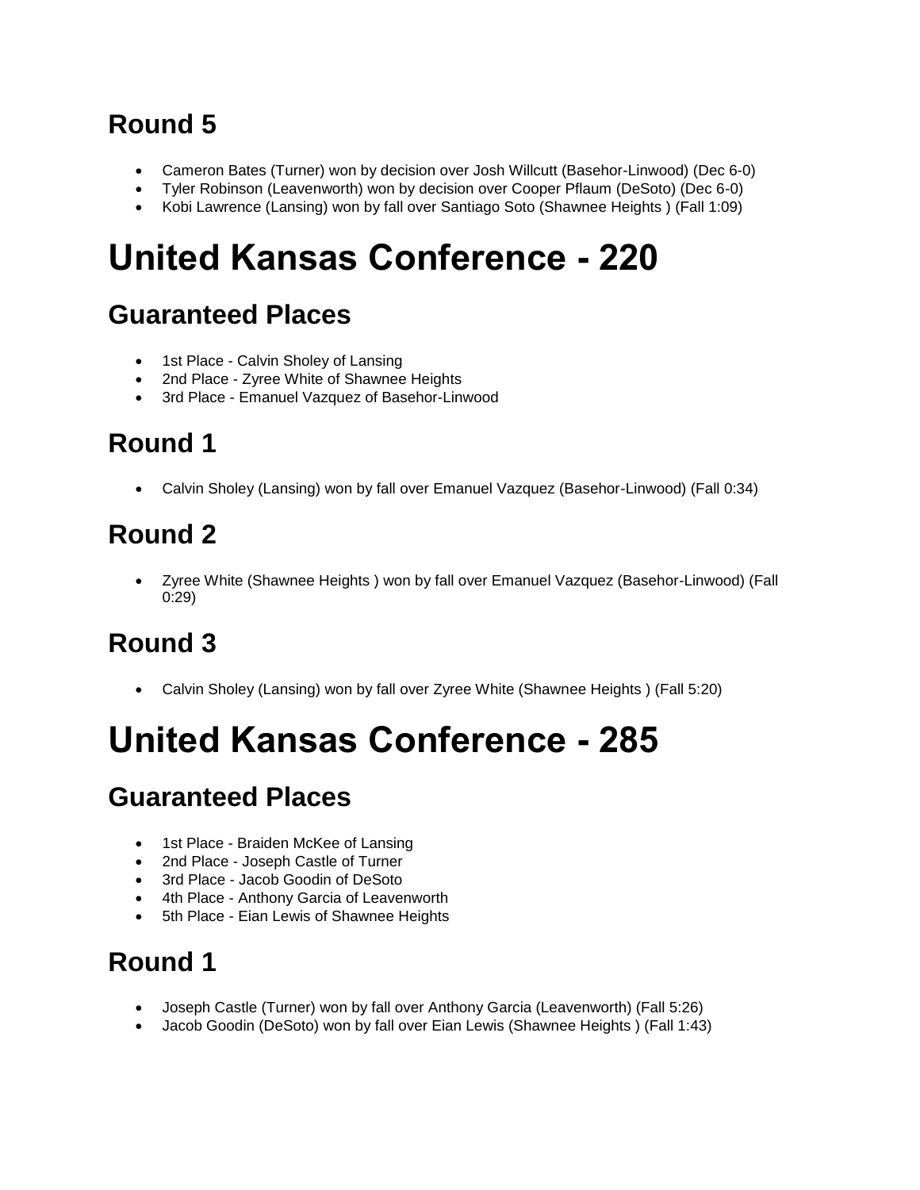## Round 5

- Cameron Bates (Turner) won by decision over Josh Willcutt (Basehor-Linwood) (Dec 6-0)
- Tyler Robinson (Leavenworth) won by decision over Cooper Pflaum (DeSoto) (Dec 6-0)
- Kobi Lawrence (Lansing) won by fall over Santiago Soto (Shawnee Heights ) (Fall 1:09)

# United Kansas Conference - 220

## Guaranteed Places

- 1st Place - Calvin Sholey of Lansing
- 2nd Place - Zyree White of Shawnee Heights
- 3rd Place - Emanuel Vazquez of Basehor-Linwood

## Round 1

- Calvin Sholey (Lansing) won by fall over Emanuel Vazquez (Basehor-Linwood) (Fall 0:34)

## Round 2

- Zyree White (Shawnee Heights ) won by fall over Emanuel Vazquez (Basehor-Linwood) (Fall 0:29)

## Round 3

- Calvin Sholey (Lansing) won by fall over Zyree White (Shawnee Heights ) (Fall 5:20)

# United Kansas Conference - 285

## Guaranteed Places

- 1st Place - Braiden McKee of Lansing
- 2nd Place - Joseph Castle of Turner
- 3rd Place - Jacob Goodin of DeSoto
- 4th Place - Anthony Garcia of Leavenworth
- 5th Place - Eian Lewis of Shawnee Heights

## Round 1

- Joseph Castle (Turner) won by fall over Anthony Garcia (Leavenworth) (Fall 5:26)
- Jacob Goodin (DeSoto) won by fall over Eian Lewis (Shawnee Heights ) (Fall 1:43)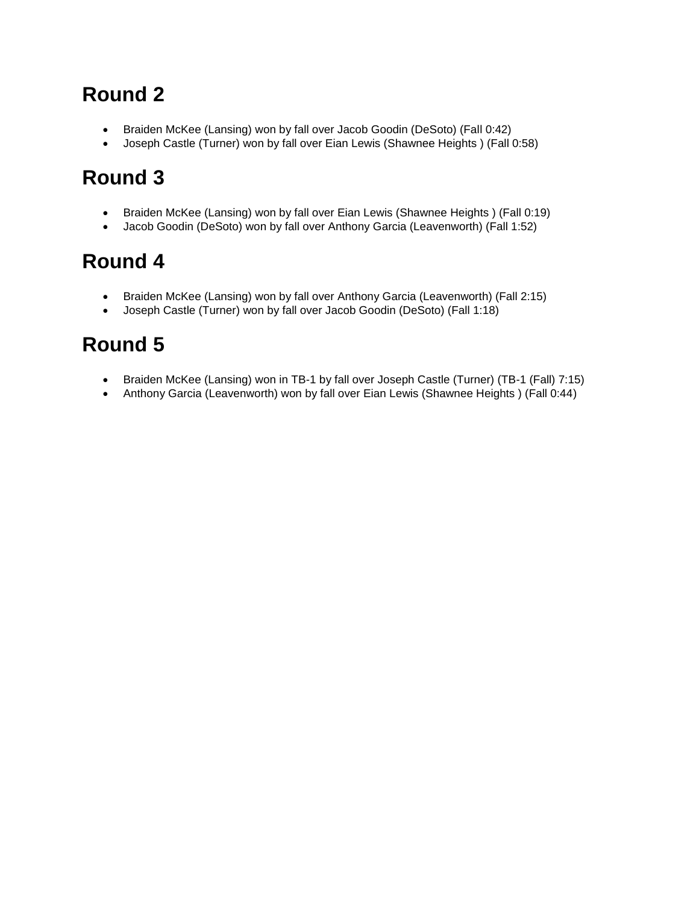## Round 2

- Braiden McKee (Lansing) won by fall over Jacob Goodin (DeSoto) (Fall 0:42)
- Joseph Castle (Turner) won by fall over Eian Lewis (Shawnee Heights ) (Fall 0:58)

## Round 3

- Braiden McKee (Lansing) won by fall over Eian Lewis (Shawnee Heights ) (Fall 0:19)
- Jacob Goodin (DeSoto) won by fall over Anthony Garcia (Leavenworth) (Fall 1:52)

## Round 4

- Braiden McKee (Lansing) won by fall over Anthony Garcia (Leavenworth) (Fall 2:15)
- Joseph Castle (Turner) won by fall over Jacob Goodin (DeSoto) (Fall 1:18)

## Round 5

- Braiden McKee (Lansing) won in TB-1 by fall over Joseph Castle (Turner) (TB-1 (Fall) 7:15)
- Anthony Garcia (Leavenworth) won by fall over Eian Lewis (Shawnee Heights ) (Fall 0:44)